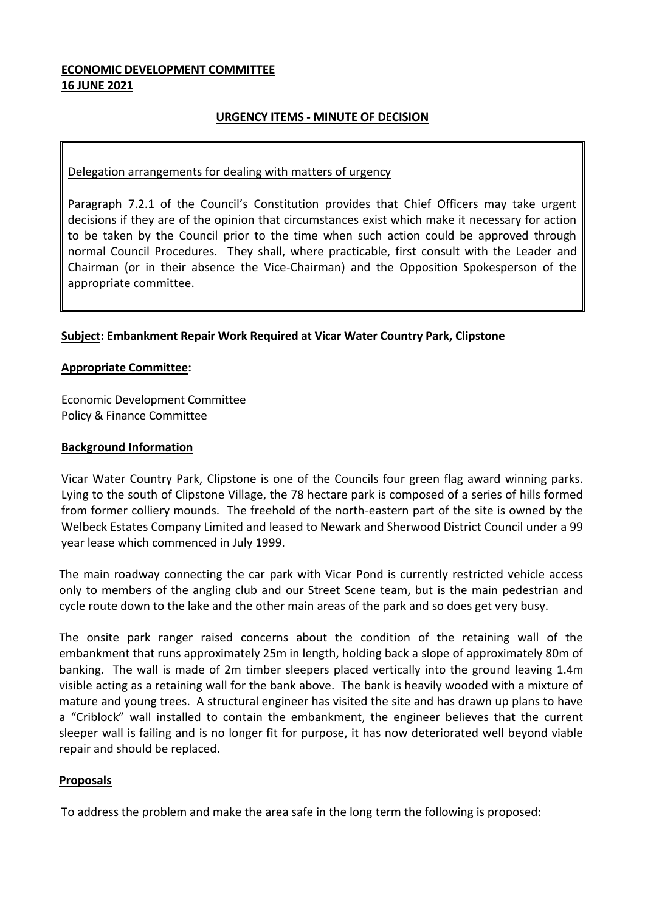**ECONOMIC DEVELOPMENT COMMITTEE**
**16 JUNE 2021**

## URGENCY ITEMS - MINUTE OF DECISION

Delegation arrangements for dealing with matters of urgency

Paragraph 7.2.1 of the Council's Constitution provides that Chief Officers may take urgent decisions if they are of the opinion that circumstances exist which make it necessary for action to be taken by the Council prior to the time when such action could be approved through normal Council Procedures. They shall, where practicable, first consult with the Leader and Chairman (or in their absence the Vice-Chairman) and the Opposition Spokesperson of the appropriate committee.

**Subject: Embankment Repair Work Required at Vicar Water Country Park, Clipstone**

**Appropriate Committee:**

Economic Development Committee
Policy & Finance Committee

**Background Information**

Vicar Water Country Park, Clipstone is one of the Councils four green flag award winning parks. Lying to the south of Clipstone Village, the 78 hectare park is composed of a series of hills formed from former colliery mounds. The freehold of the north-eastern part of the site is owned by the Welbeck Estates Company Limited and leased to Newark and Sherwood District Council under a 99 year lease which commenced in July 1999.

The main roadway connecting the car park with Vicar Pond is currently restricted vehicle access only to members of the angling club and our Street Scene team, but is the main pedestrian and cycle route down to the lake and the other main areas of the park and so does get very busy.

The onsite park ranger raised concerns about the condition of the retaining wall of the embankment that runs approximately 25m in length, holding back a slope of approximately 80m of banking. The wall is made of 2m timber sleepers placed vertically into the ground leaving 1.4m visible acting as a retaining wall for the bank above. The bank is heavily wooded with a mixture of mature and young trees. A structural engineer has visited the site and has drawn up plans to have a "Criblock" wall installed to contain the embankment, the engineer believes that the current sleeper wall is failing and is no longer fit for purpose, it has now deteriorated well beyond viable repair and should be replaced.

**Proposals**

To address the problem and make the area safe in the long term the following is proposed: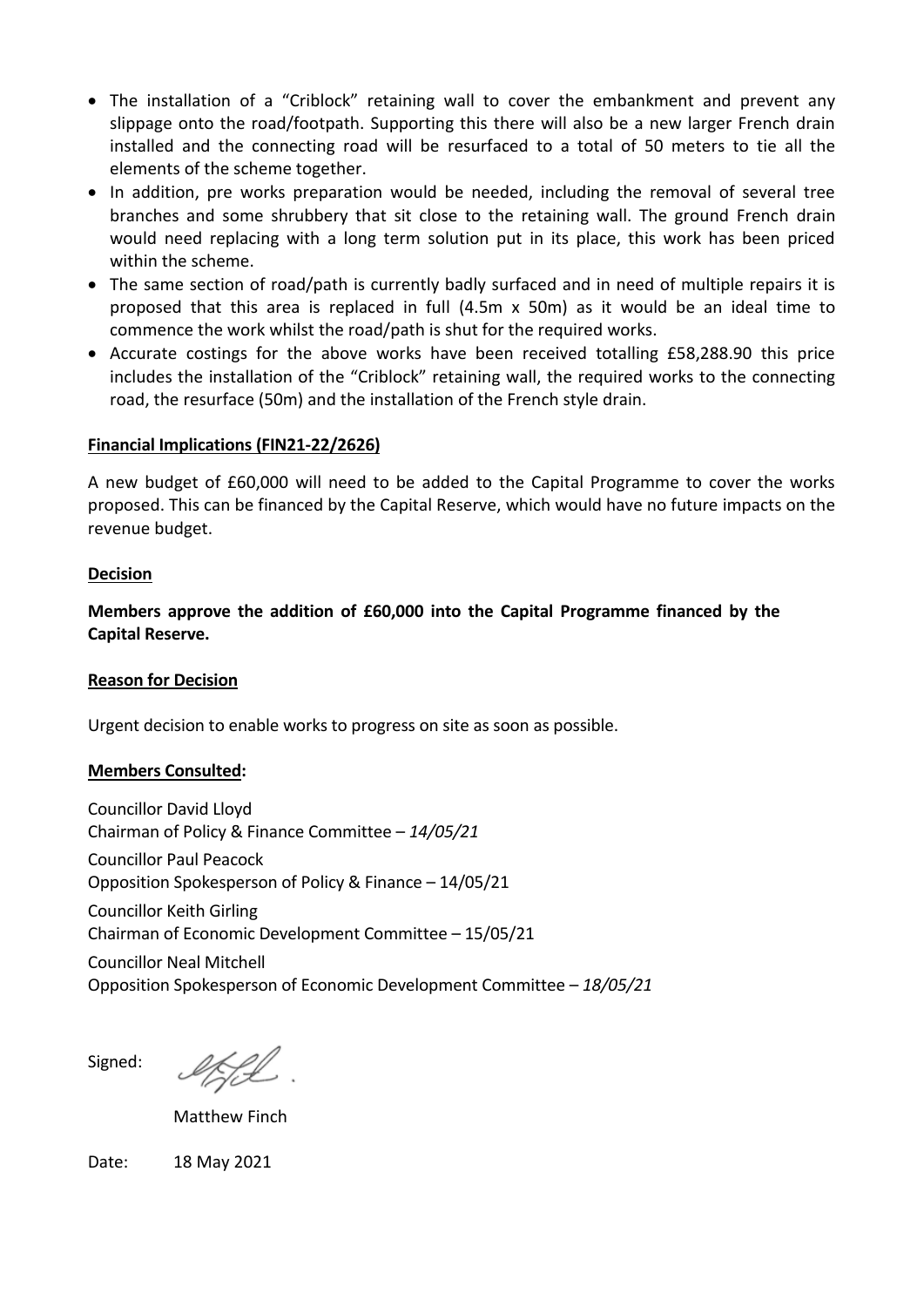- The installation of a "Criblock" retaining wall to cover the embankment and prevent any slippage onto the road/footpath. Supporting this there will also be a new larger French drain installed and the connecting road will be resurfaced to a total of 50 meters to tie all the elements of the scheme together.
- In addition, pre works preparation would be needed, including the removal of several tree branches and some shrubbery that sit close to the retaining wall. The ground French drain would need replacing with a long term solution put in its place, this work has been priced within the scheme.
- The same section of road/path is currently badly surfaced and in need of multiple repairs it is proposed that this area is replaced in full (4.5m x 50m) as it would be an ideal time to commence the work whilst the road/path is shut for the required works.
- Accurate costings for the above works have been received totalling £58,288.90 this price includes the installation of the "Criblock" retaining wall, the required works to the connecting road, the resurface (50m) and the installation of the French style drain.

**Financial Implications (FIN21-22/2626)**

A new budget of £60,000 will need to be added to the Capital Programme to cover the works proposed. This can be financed by the Capital Reserve, which would have no future impacts on the revenue budget.

**Decision**

**Members approve the addition of £60,000 into the Capital Programme financed by the Capital Reserve.**

**Reason for Decision**

Urgent decision to enable works to progress on site as soon as possible.

**Members Consulted:**

Councillor David Lloyd
Chairman of Policy & Finance Committee – *14/05/21*

Councillor Paul Peacock
Opposition Spokesperson of Policy & Finance – 14/05/21

Councillor Keith Girling
Chairman of Economic Development Committee – 15/05/21

Councillor Neal Mitchell
Opposition Spokesperson of Economic Development Committee – *18/05/21*

Signed:

Matthew Finch

Date: 18 May 2021